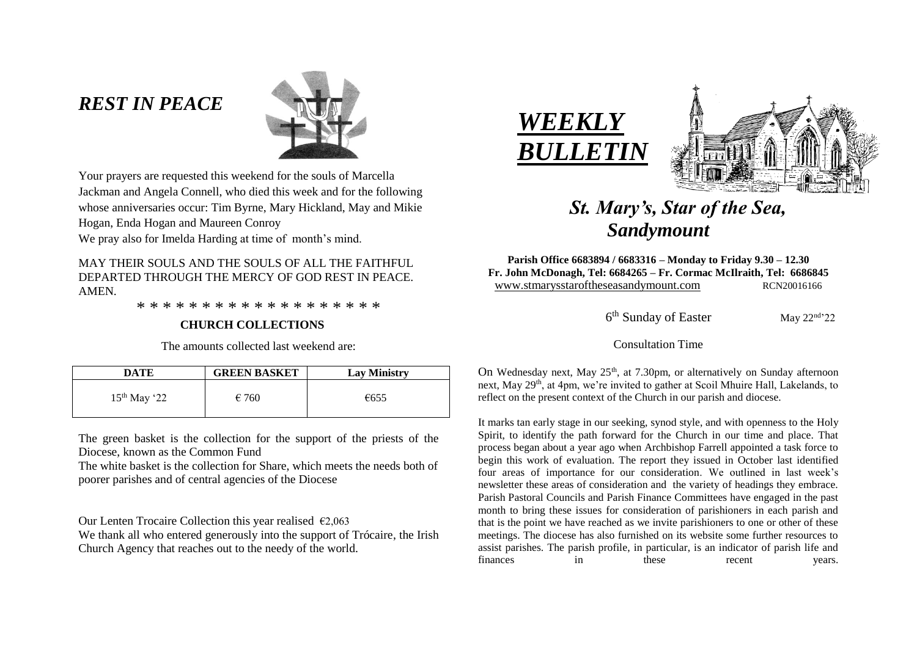# *REST IN PEACE*

Your prayers are requested this weekend for the souls of Marcella Jackman and Angela Connell, who died this week and for the following whose anniversaries occur: Tim Byrne, Mary Hickland, May and Mikie Hogan, Enda Hogan and Maureen Conroy

We pray also for Imelda Harding at time of month's mind.

MAY THEIR SOULS AND THE SOULS OF ALL THE FAITHFUL DEPARTED THROUGH THE MERCY OF GOD REST IN PEACE. AMEN.

* * * * * * * * * * * * * * * * * * *

## CHURCH COLLECTIONS

The amounts collected last weekend are:

| DATE | GREEN BASKET | Lay Ministry |
| --- | --- | --- |
| 15th May '22 | € 760 | €655 |

The green basket is the collection for the support of the priests of the Diocese, known as the Common Fund

The white basket is the collection for Share, which meets the needs both of poorer parishes and of central agencies of the Diocese

Our Lenten Trocaire Collection this year realised €2,063

We thank all who entered generously into the support of Trócaire, the Irish Church Agency that reaches out to the needy of the world.

# *WEEKLY BULLETIN*

## *St. Mary's, Star of the Sea, Sandymount*

**Parish Office 6683894 / 6683316 – Monday to Friday 9.30 – 12.30**
**Fr. John McDonagh, Tel: 6684265 – Fr. Cormac McIlraith, Tel: 6686845**
www.stmarysstaroftheseasandymount.com RCN20016166

6th Sunday of Easter May 22nd'22

Consultation Time

On Wednesday next, May 25th, at 7.30pm, or alternatively on Sunday afternoon next, May 29th, at 4pm, we're invited to gather at Scoil Mhuire Hall, Lakelands, to reflect on the present context of the Church in our parish and diocese.

It marks tan early stage in our seeking, synod style, and with openness to the Holy Spirit, to identify the path forward for the Church in our time and place. That process began about a year ago when Archbishop Farrell appointed a task force to begin this work of evaluation. The report they issued in October last identified four areas of importance for our consideration. We outlined in last week's newsletter these areas of consideration and the variety of headings they embrace. Parish Pastoral Councils and Parish Finance Committees have engaged in the past month to bring these issues for consideration of parishioners in each parish and that is the point we have reached as we invite parishioners to one or other of these meetings. The diocese has also furnished on its website some further resources to assist parishes. The parish profile, in particular, is an indicator of parish life and finances in these recent years.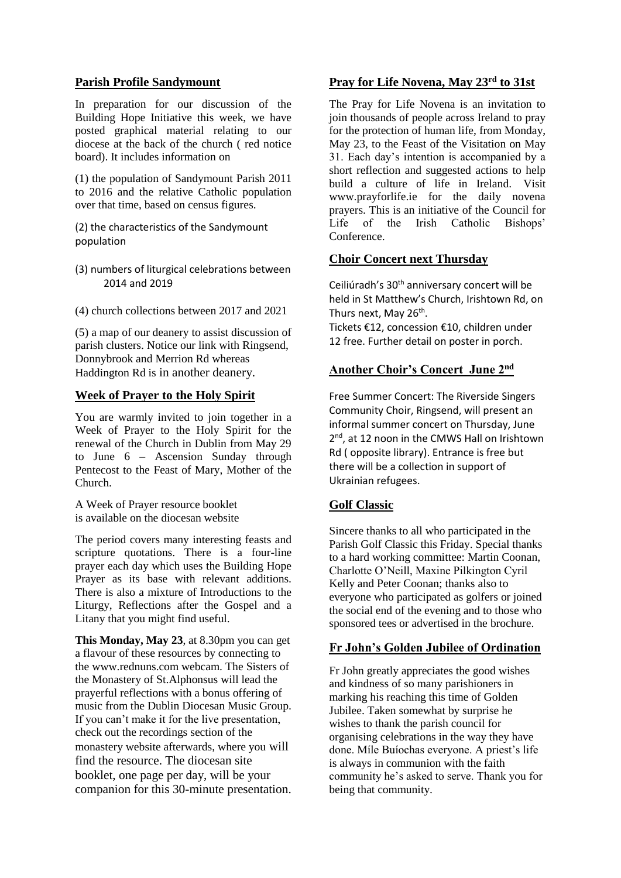## Parish Profile Sandymount

In preparation for our discussion of the Building Hope Initiative this week, we have posted graphical material relating to our diocese at the back of the church ( red notice board). It includes information on

(1) the population of Sandymount Parish 2011 to 2016 and the relative Catholic population over that time, based on census figures.

(2) the characteristics of the Sandymount population

(3) numbers of liturgical celebrations between 2014 and 2019

(4) church collections between 2017 and 2021

(5) a map of our deanery to assist discussion of parish clusters. Notice our link with Ringsend, Donnybrook and Merrion Rd whereas Haddington Rd is in another deanery.

## Week of Prayer to the Holy Spirit

You are warmly invited to join together in a Week of Prayer to the Holy Spirit for the renewal of the Church in Dublin from May 29 to June 6 – Ascension Sunday through Pentecost to the Feast of Mary, Mother of the Church.

A Week of Prayer resource booklet is available on the diocesan website

The period covers many interesting feasts and scripture quotations. There is a four-line prayer each day which uses the Building Hope Prayer as its base with relevant additions. There is also a mixture of Introductions to the Liturgy, Reflections after the Gospel and a Litany that you might find useful.

**This Monday, May 23**, at 8.30pm you can get a flavour of these resources by connecting to the www.rednuns.com webcam. The Sisters of the Monastery of St.Alphonsus will lead the prayerful reflections with a bonus offering of music from the Dublin Diocesan Music Group. If you can't make it for the live presentation, check out the recordings section of the monastery website afterwards, where you will find the resource. The diocesan site booklet, one page per day, will be your companion for this 30-minute presentation.

## Pray for Life Novena, May 23rd to 31st

The Pray for Life Novena is an invitation to join thousands of people across Ireland to pray for the protection of human life, from Monday, May 23, to the Feast of the Visitation on May 31. Each day's intention is accompanied by a short reflection and suggested actions to help build a culture of life in Ireland. Visit www.prayforlife.ie for the daily novena prayers. This is an initiative of the Council for Life of the Irish Catholic Bishops' Conference.

## Choir Concert next Thursday

Ceiliúradh's 30th anniversary concert will be held in St Matthew's Church, Irishtown Rd, on Thurs next, May 26th.
Tickets €12, concession €10, children under 12 free. Further detail on poster in porch.

## Another Choir's Concert June 2nd

Free Summer Concert: The Riverside Singers Community Choir, Ringsend, will present an informal summer concert on Thursday, June 2nd, at 12 noon in the CMWS Hall on Irishtown Rd ( opposite library). Entrance is free but there will be a collection in support of Ukrainian refugees.

## Golf Classic

Sincere thanks to all who participated in the Parish Golf Classic this Friday. Special thanks to a hard working committee: Martin Coonan, Charlotte O'Neill, Maxine Pilkington Cyril Kelly and Peter Coonan; thanks also to everyone who participated as golfers or joined the social end of the evening and to those who sponsored tees or advertised in the brochure.

## Fr John's Golden Jubilee of Ordination

Fr John greatly appreciates the good wishes and kindness of so many parishioners in marking his reaching this time of Golden Jubilee. Taken somewhat by surprise he wishes to thank the parish council for organising celebrations in the way they have done. Míle Buíochas everyone. A priest's life is always in communion with the faith community he's asked to serve. Thank you for being that community.